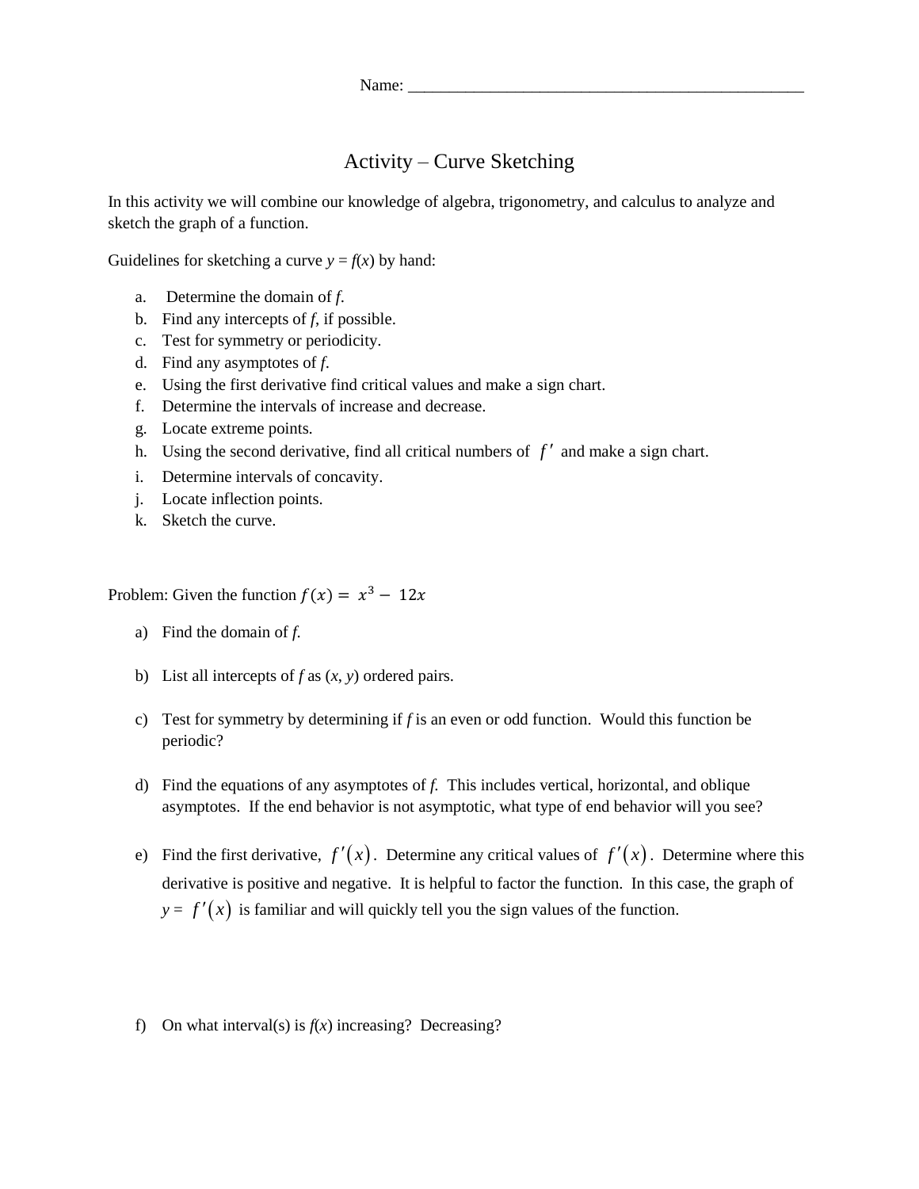Name: ___________________________________________________

# Activity – Curve Sketching

In this activity we will combine our knowledge of algebra, trigonometry, and calculus to analyze and sketch the graph of a function.

Guidelines for sketching a curve $y = f(x)$ by hand:

a. Determine the domain of *f*.
b. Find any intercepts of *f*, if possible.
c. Test for symmetry or periodicity.
d. Find any asymptotes of *f*.
e. Using the first derivative find critical values and make a sign chart.
f. Determine the intervals of increase and decrease.
g. Locate extreme points.
h. Using the second derivative, find all critical numbers of $f'$ and make a sign chart.
i. Determine intervals of concavity.
j. Locate inflection points.
k. Sketch the curve.

Problem: Given the function $f(x) = x^3 - 12x$

a) Find the domain of *f*.

b) List all intercepts of *f* as $(x, y)$ ordered pairs.

c) Test for symmetry by determining if *f* is an even or odd function. Would this function be periodic?

d) Find the equations of any asymptotes of *f*. This includes vertical, horizontal, and oblique asymptotes. If the end behavior is not asymptotic, what type of end behavior will you see?

e) Find the first derivative, $f'(x)$. Determine any critical values of $f'(x)$. Determine where this derivative is positive and negative. It is helpful to factor the function. In this case, the graph of $y = f'(x)$ is familiar and will quickly tell you the sign values of the function.

f) On what interval(s) is $f(x)$ increasing? Decreasing?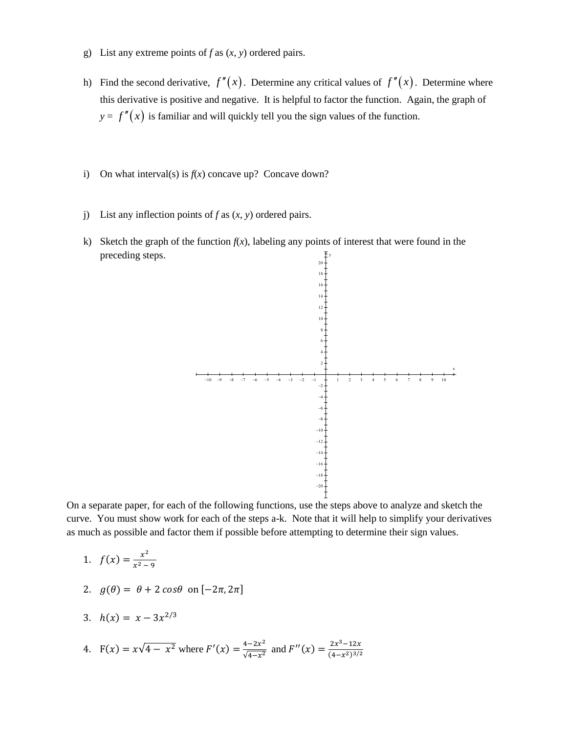g) List any extreme points of $f$ as $(x, y)$ ordered pairs.

h) Find the second derivative, $f''(x)$. Determine any critical values of $f''(x)$. Determine where this derivative is positive and negative. It is helpful to factor the function. Again, the graph of $y = f''(x)$ is familiar and will quickly tell you the sign values of the function.

i) On what interval(s) is $f(x)$ concave up? Concave down?

j) List any inflection points of $f$ as $(x, y)$ ordered pairs.

k) Sketch the graph of the function $f(x)$, labeling any points of interest that were found in the preceding steps.

y

20
18
16
14
12
10
8
6
4
2
−2
−4
−6
−8
−10
−12
−14
−16
−18
−20

x

−10 −9 −8 −7 −6 −5 −4 −3 −2 −1 1 2 3 4 5 6 7 8 9 10

On a separate paper, for each of the following functions, use the steps above to analyze and sketch the curve. You must show work for each of the steps a-k. Note that it will help to simplify your derivatives as much as possible and factor them if possible before attempting to determine their sign values.

1. $f(x) = \frac{x^2}{x^2 - 9}$

2. $g(\theta) = \theta + 2\,cos\theta$ on $[-2\pi, 2\pi]$

3. $h(x) = x - 3x^{2/3}$

4. $F(x) = x\sqrt{4 - x^2}$ where $F'(x) = \frac{4-2x^2}{\sqrt{4-x^2}}$ and $F''(x) = \frac{2x^3-12x}{(4-x^2)^{3/2}}$